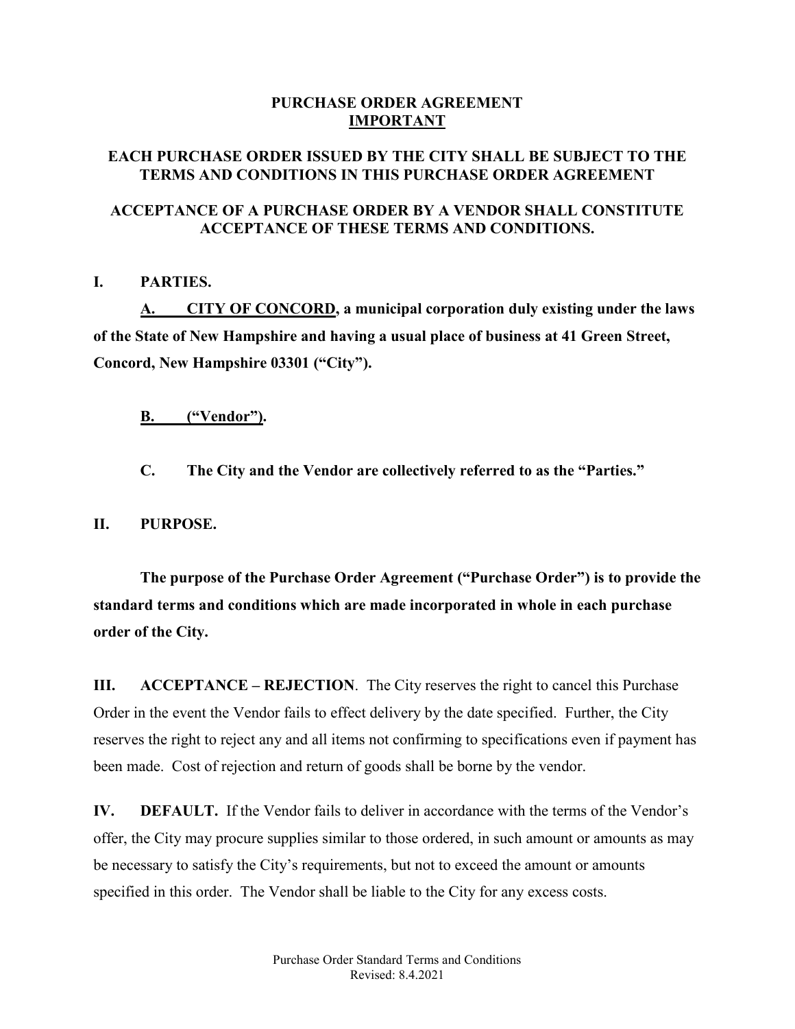# PURCHASE ORDER AGREEMENT

## IMPORTANT

**EACH PURCHASE ORDER ISSUED BY THE CITY SHALL BE SUBJECT TO THE TERMS AND CONDITIONS IN THIS PURCHASE ORDER AGREEMENT**

**ACCEPTANCE OF A PURCHASE ORDER BY A VENDOR SHALL CONSTITUTE ACCEPTANCE OF THESE TERMS AND CONDITIONS.**

**I. PARTIES.**

**A. CITY OF CONCORD, a municipal corporation duly existing under the laws of the State of New Hampshire and having a usual place of business at 41 Green Street, Concord, New Hampshire 03301 ("City").**

**B. ("Vendor").**

**C. The City and the Vendor are collectively referred to as the "Parties."**

**II. PURPOSE.**

**The purpose of the Purchase Order Agreement ("Purchase Order") is to provide the standard terms and conditions which are made incorporated in whole in each purchase order of the City.**

**III. ACCEPTANCE – REJECTION**. The City reserves the right to cancel this Purchase Order in the event the Vendor fails to effect delivery by the date specified. Further, the City reserves the right to reject any and all items not confirming to specifications even if payment has been made. Cost of rejection and return of goods shall be borne by the vendor.

**IV. DEFAULT.** If the Vendor fails to deliver in accordance with the terms of the Vendor's offer, the City may procure supplies similar to those ordered, in such amount or amounts as may be necessary to satisfy the City's requirements, but not to exceed the amount or amounts specified in this order. The Vendor shall be liable to the City for any excess costs.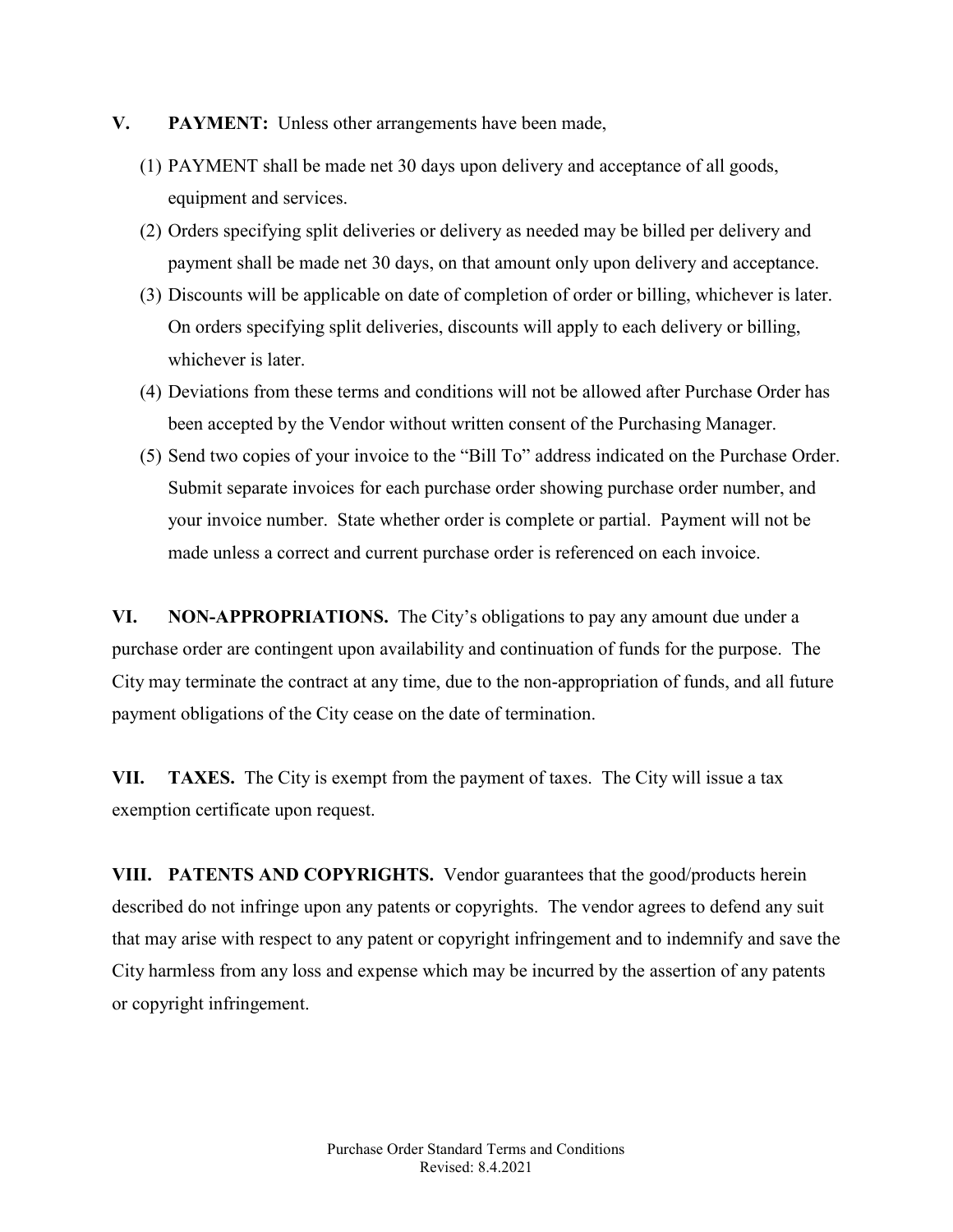**V. PAYMENT:** Unless other arrangements have been made,

(1) PAYMENT shall be made net 30 days upon delivery and acceptance of all goods, equipment and services.

(2) Orders specifying split deliveries or delivery as needed may be billed per delivery and payment shall be made net 30 days, on that amount only upon delivery and acceptance.

(3) Discounts will be applicable on date of completion of order or billing, whichever is later. On orders specifying split deliveries, discounts will apply to each delivery or billing, whichever is later.

(4) Deviations from these terms and conditions will not be allowed after Purchase Order has been accepted by the Vendor without written consent of the Purchasing Manager.

(5) Send two copies of your invoice to the "Bill To" address indicated on the Purchase Order. Submit separate invoices for each purchase order showing purchase order number, and your invoice number. State whether order is complete or partial. Payment will not be made unless a correct and current purchase order is referenced on each invoice.

**VI. NON-APPROPRIATIONS.** The City's obligations to pay any amount due under a purchase order are contingent upon availability and continuation of funds for the purpose. The City may terminate the contract at any time, due to the non-appropriation of funds, and all future payment obligations of the City cease on the date of termination.

**VII. TAXES.** The City is exempt from the payment of taxes. The City will issue a tax exemption certificate upon request.

**VIII. PATENTS AND COPYRIGHTS.** Vendor guarantees that the good/products herein described do not infringe upon any patents or copyrights. The vendor agrees to defend any suit that may arise with respect to any patent or copyright infringement and to indemnify and save the City harmless from any loss and expense which may be incurred by the assertion of any patents or copyright infringement.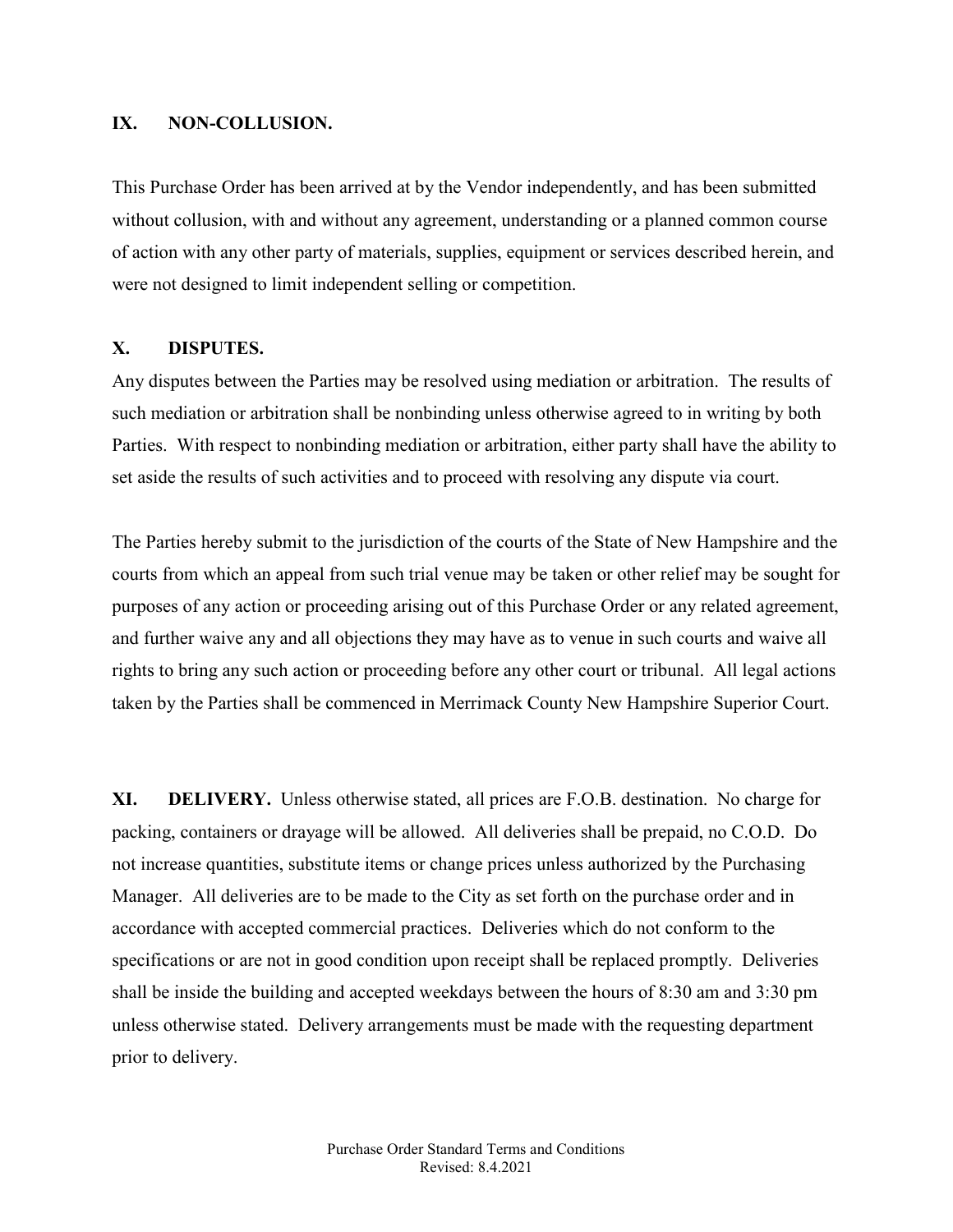## IX. NON-COLLUSION.

This Purchase Order has been arrived at by the Vendor independently, and has been submitted without collusion, with and without any agreement, understanding or a planned common course of action with any other party of materials, supplies, equipment or services described herein, and were not designed to limit independent selling or competition.

## X. DISPUTES.

Any disputes between the Parties may be resolved using mediation or arbitration. The results of such mediation or arbitration shall be nonbinding unless otherwise agreed to in writing by both Parties. With respect to nonbinding mediation or arbitration, either party shall have the ability to set aside the results of such activities and to proceed with resolving any dispute via court.

The Parties hereby submit to the jurisdiction of the courts of the State of New Hampshire and the courts from which an appeal from such trial venue may be taken or other relief may be sought for purposes of any action or proceeding arising out of this Purchase Order or any related agreement, and further waive any and all objections they may have as to venue in such courts and waive all rights to bring any such action or proceeding before any other court or tribunal. All legal actions taken by the Parties shall be commenced in Merrimack County New Hampshire Superior Court.

**XI. DELIVERY.** Unless otherwise stated, all prices are F.O.B. destination. No charge for packing, containers or drayage will be allowed. All deliveries shall be prepaid, no C.O.D. Do not increase quantities, substitute items or change prices unless authorized by the Purchasing Manager. All deliveries are to be made to the City as set forth on the purchase order and in accordance with accepted commercial practices. Deliveries which do not conform to the specifications or are not in good condition upon receipt shall be replaced promptly. Deliveries shall be inside the building and accepted weekdays between the hours of 8:30 am and 3:30 pm unless otherwise stated. Delivery arrangements must be made with the requesting department prior to delivery.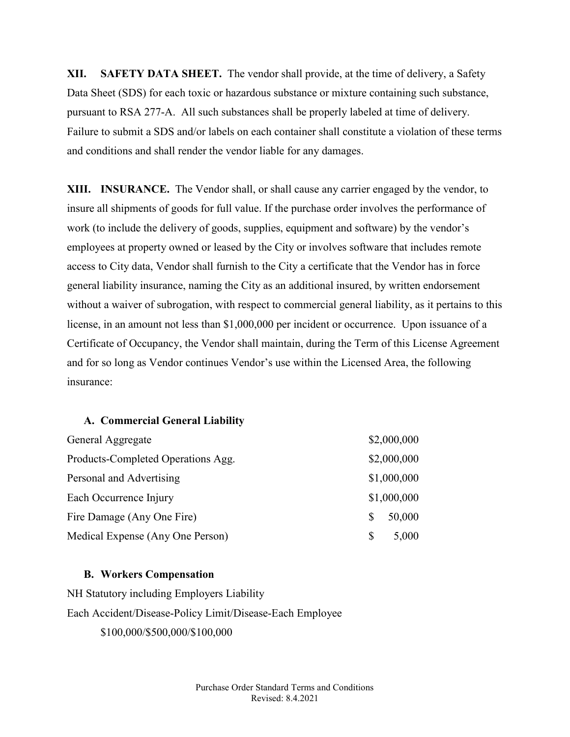**XII. SAFETY DATA SHEET.** The vendor shall provide, at the time of delivery, a Safety Data Sheet (SDS) for each toxic or hazardous substance or mixture containing such substance, pursuant to RSA 277-A. All such substances shall be properly labeled at time of delivery. Failure to submit a SDS and/or labels on each container shall constitute a violation of these terms and conditions and shall render the vendor liable for any damages.

**XIII. INSURANCE.** The Vendor shall, or shall cause any carrier engaged by the vendor, to insure all shipments of goods for full value. If the purchase order involves the performance of work (to include the delivery of goods, supplies, equipment and software) by the vendor's employees at property owned or leased by the City or involves software that includes remote access to City data, Vendor shall furnish to the City a certificate that the Vendor has in force general liability insurance, naming the City as an additional insured, by written endorsement without a waiver of subrogation, with respect to commercial general liability, as it pertains to this license, in an amount not less than $1,000,000 per incident or occurrence. Upon issuance of a Certificate of Occupancy, the Vendor shall maintain, during the Term of this License Agreement and for so long as Vendor continues Vendor's use within the Licensed Area, the following insurance:

**A. Commercial General Liability**

| | |
|---|---|
| General Aggregate | $2,000,000 |
| Products-Completed Operations Agg. | $2,000,000 |
| Personal and Advertising | $1,000,000 |
| Each Occurrence Injury | $1,000,000 |
| Fire Damage (Any One Fire) | $ 50,000 |
| Medical Expense (Any One Person) | $ 5,000 |

**B. Workers Compensation**

NH Statutory including Employers Liability

Each Accident/Disease-Policy Limit/Disease-Each Employee

$100,000/$500,000/$100,000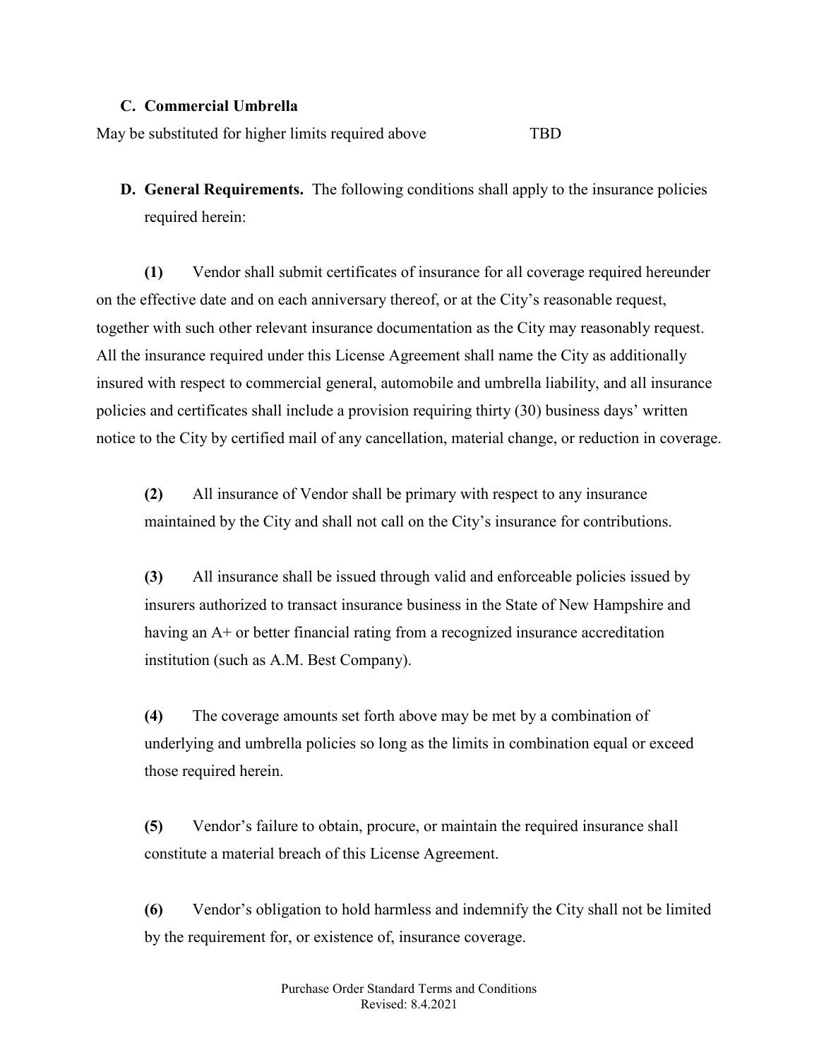**C. Commercial Umbrella**

May be substituted for higher limits required above TBD

**D. General Requirements.** The following conditions shall apply to the insurance policies required herein:

**(1)** Vendor shall submit certificates of insurance for all coverage required hereunder on the effective date and on each anniversary thereof, or at the City's reasonable request, together with such other relevant insurance documentation as the City may reasonably request. All the insurance required under this License Agreement shall name the City as additionally insured with respect to commercial general, automobile and umbrella liability, and all insurance policies and certificates shall include a provision requiring thirty (30) business days' written notice to the City by certified mail of any cancellation, material change, or reduction in coverage.

**(2)** All insurance of Vendor shall be primary with respect to any insurance maintained by the City and shall not call on the City's insurance for contributions.

**(3)** All insurance shall be issued through valid and enforceable policies issued by insurers authorized to transact insurance business in the State of New Hampshire and having an A+ or better financial rating from a recognized insurance accreditation institution (such as A.M. Best Company).

**(4)** The coverage amounts set forth above may be met by a combination of underlying and umbrella policies so long as the limits in combination equal or exceed those required herein.

**(5)** Vendor's failure to obtain, procure, or maintain the required insurance shall constitute a material breach of this License Agreement.

**(6)** Vendor's obligation to hold harmless and indemnify the City shall not be limited by the requirement for, or existence of, insurance coverage.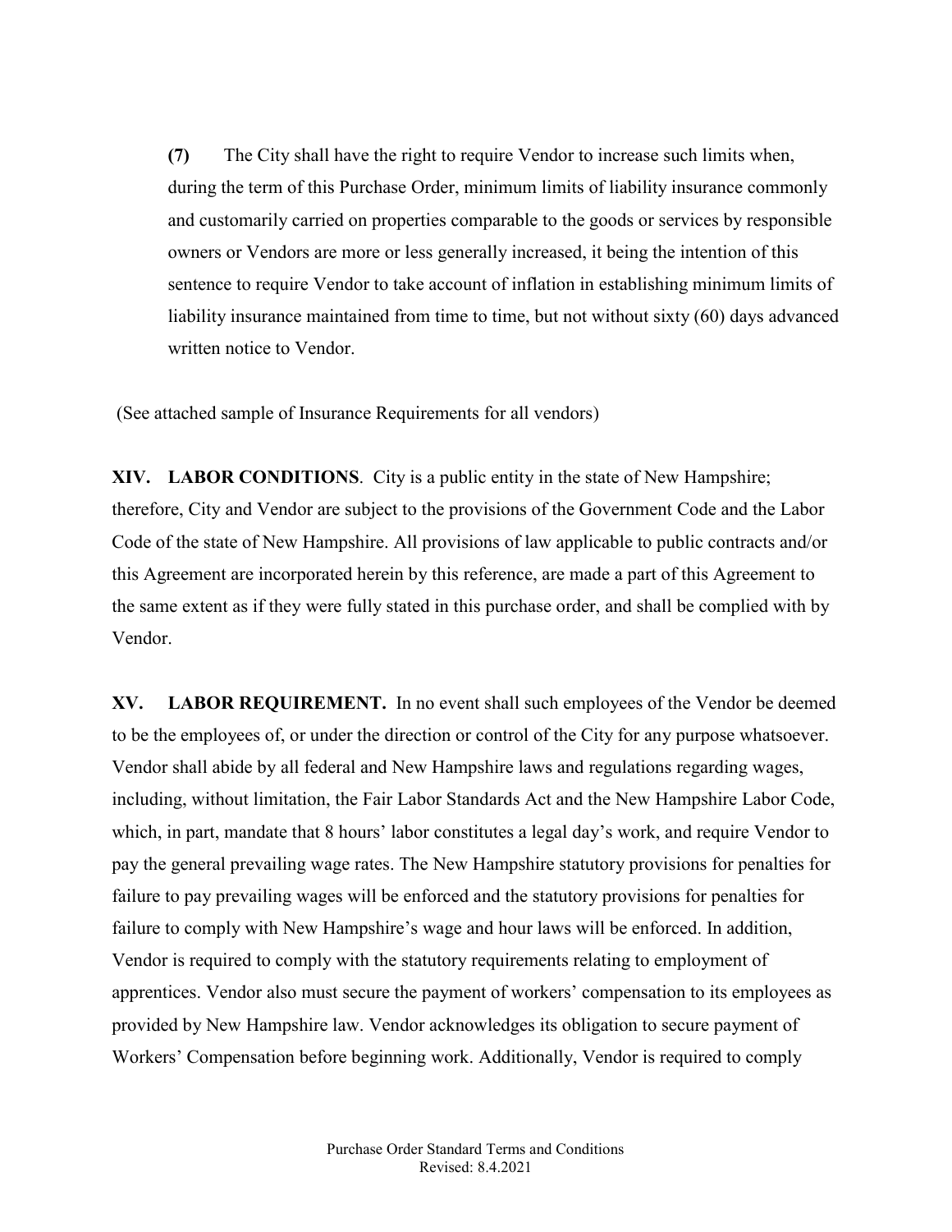**(7)** The City shall have the right to require Vendor to increase such limits when, during the term of this Purchase Order, minimum limits of liability insurance commonly and customarily carried on properties comparable to the goods or services by responsible owners or Vendors are more or less generally increased, it being the intention of this sentence to require Vendor to take account of inflation in establishing minimum limits of liability insurance maintained from time to time, but not without sixty (60) days advanced written notice to Vendor.

(See attached sample of Insurance Requirements for all vendors)

**XIV. LABOR CONDITIONS**. City is a public entity in the state of New Hampshire; therefore, City and Vendor are subject to the provisions of the Government Code and the Labor Code of the state of New Hampshire. All provisions of law applicable to public contracts and/or this Agreement are incorporated herein by this reference, are made a part of this Agreement to the same extent as if they were fully stated in this purchase order, and shall be complied with by Vendor.

**XV. LABOR REQUIREMENT.** In no event shall such employees of the Vendor be deemed to be the employees of, or under the direction or control of the City for any purpose whatsoever. Vendor shall abide by all federal and New Hampshire laws and regulations regarding wages, including, without limitation, the Fair Labor Standards Act and the New Hampshire Labor Code, which, in part, mandate that 8 hours' labor constitutes a legal day's work, and require Vendor to pay the general prevailing wage rates. The New Hampshire statutory provisions for penalties for failure to pay prevailing wages will be enforced and the statutory provisions for penalties for failure to comply with New Hampshire's wage and hour laws will be enforced. In addition, Vendor is required to comply with the statutory requirements relating to employment of apprentices. Vendor also must secure the payment of workers' compensation to its employees as provided by New Hampshire law. Vendor acknowledges its obligation to secure payment of Workers' Compensation before beginning work. Additionally, Vendor is required to comply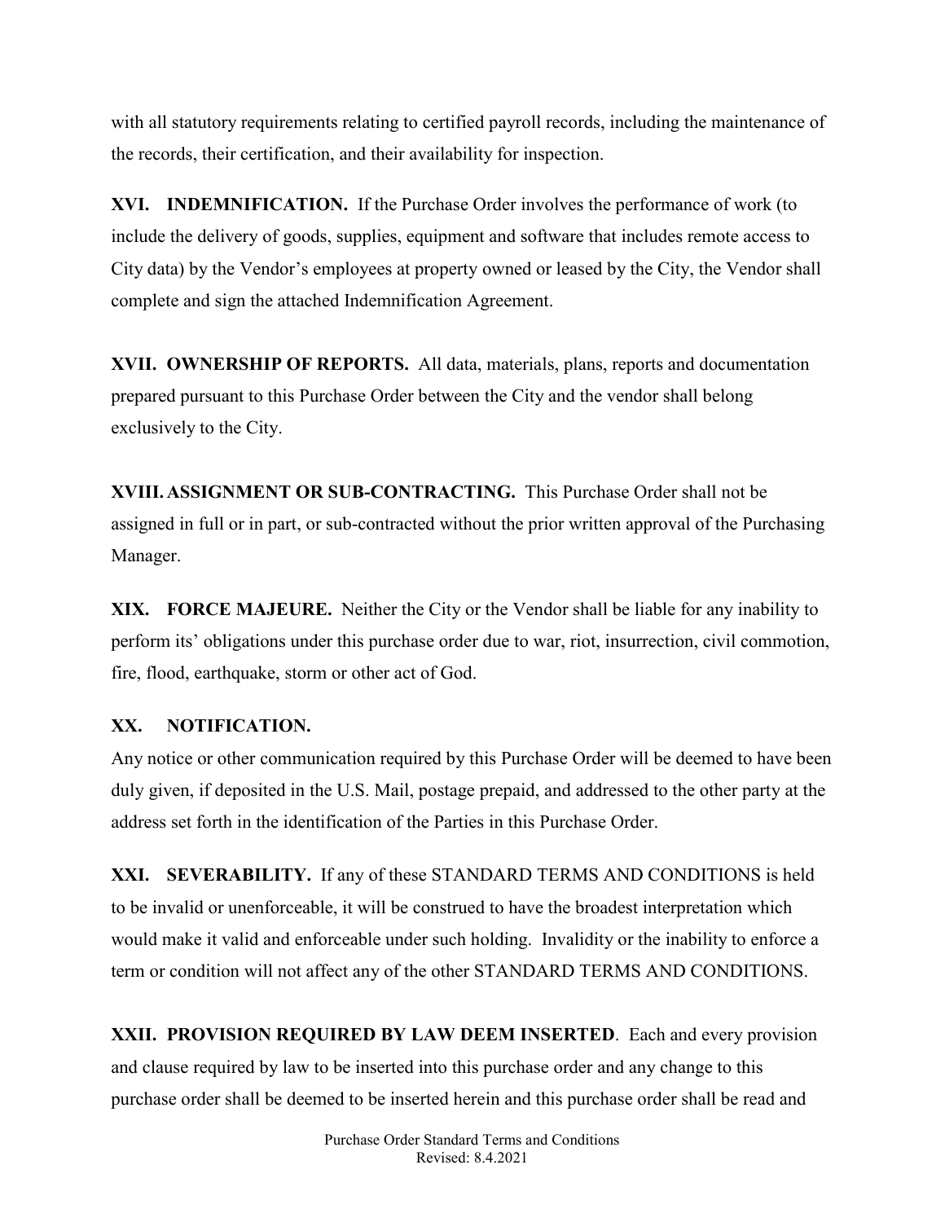with all statutory requirements relating to certified payroll records, including the maintenance of the records, their certification, and their availability for inspection.

**XVI. INDEMNIFICATION.** If the Purchase Order involves the performance of work (to include the delivery of goods, supplies, equipment and software that includes remote access to City data) by the Vendor's employees at property owned or leased by the City, the Vendor shall complete and sign the attached Indemnification Agreement.

**XVII. OWNERSHIP OF REPORTS.** All data, materials, plans, reports and documentation prepared pursuant to this Purchase Order between the City and the vendor shall belong exclusively to the City.

**XVIII. ASSIGNMENT OR SUB-CONTRACTING.** This Purchase Order shall not be assigned in full or in part, or sub-contracted without the prior written approval of the Purchasing Manager.

**XIX. FORCE MAJEURE.** Neither the City or the Vendor shall be liable for any inability to perform its' obligations under this purchase order due to war, riot, insurrection, civil commotion, fire, flood, earthquake, storm or other act of God.

**XX. NOTIFICATION.**

Any notice or other communication required by this Purchase Order will be deemed to have been duly given, if deposited in the U.S. Mail, postage prepaid, and addressed to the other party at the address set forth in the identification of the Parties in this Purchase Order.

**XXI. SEVERABILITY.** If any of these STANDARD TERMS AND CONDITIONS is held to be invalid or unenforceable, it will be construed to have the broadest interpretation which would make it valid and enforceable under such holding. Invalidity or the inability to enforce a term or condition will not affect any of the other STANDARD TERMS AND CONDITIONS.

**XXII. PROVISION REQUIRED BY LAW DEEM INSERTED**. Each and every provision and clause required by law to be inserted into this purchase order and any change to this purchase order shall be deemed to be inserted herein and this purchase order shall be read and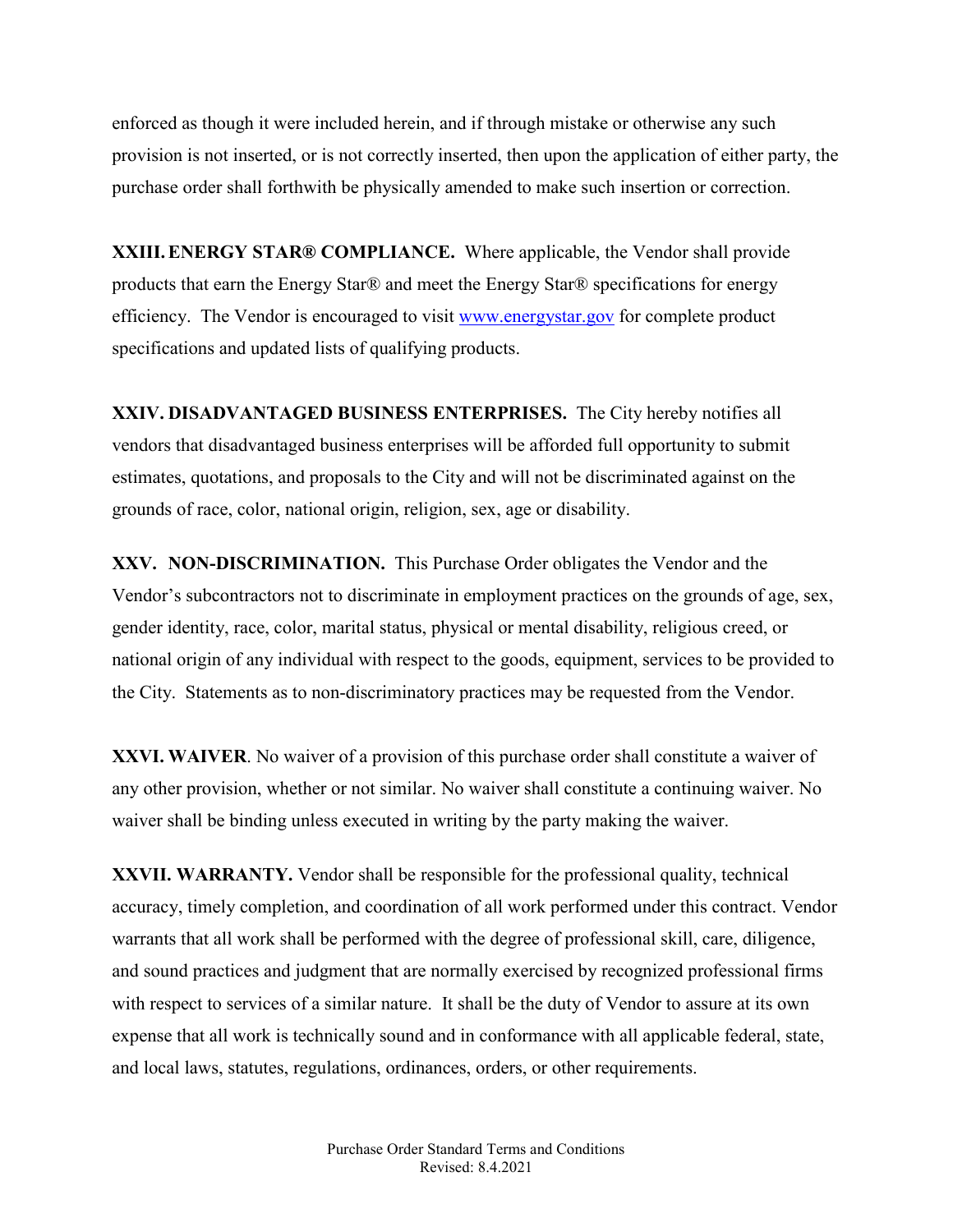enforced as though it were included herein, and if through mistake or otherwise any such provision is not inserted, or is not correctly inserted, then upon the application of either party, the purchase order shall forthwith be physically amended to make such insertion or correction.

**XXIII. ENERGY STAR® COMPLIANCE.** Where applicable, the Vendor shall provide products that earn the Energy Star® and meet the Energy Star® specifications for energy efficiency. The Vendor is encouraged to visit [www.energystar.gov](http://www.energystar.gov) for complete product specifications and updated lists of qualifying products.

**XXIV. DISADVANTAGED BUSINESS ENTERPRISES.** The City hereby notifies all vendors that disadvantaged business enterprises will be afforded full opportunity to submit estimates, quotations, and proposals to the City and will not be discriminated against on the grounds of race, color, national origin, religion, sex, age or disability.

**XXV. NON-DISCRIMINATION.** This Purchase Order obligates the Vendor and the Vendor's subcontractors not to discriminate in employment practices on the grounds of age, sex, gender identity, race, color, marital status, physical or mental disability, religious creed, or national origin of any individual with respect to the goods, equipment, services to be provided to the City. Statements as to non-discriminatory practices may be requested from the Vendor.

**XXVI. WAIVER**. No waiver of a provision of this purchase order shall constitute a waiver of any other provision, whether or not similar. No waiver shall constitute a continuing waiver. No waiver shall be binding unless executed in writing by the party making the waiver.

**XXVII. WARRANTY.** Vendor shall be responsible for the professional quality, technical accuracy, timely completion, and coordination of all work performed under this contract. Vendor warrants that all work shall be performed with the degree of professional skill, care, diligence, and sound practices and judgment that are normally exercised by recognized professional firms with respect to services of a similar nature. It shall be the duty of Vendor to assure at its own expense that all work is technically sound and in conformance with all applicable federal, state, and local laws, statutes, regulations, ordinances, orders, or other requirements.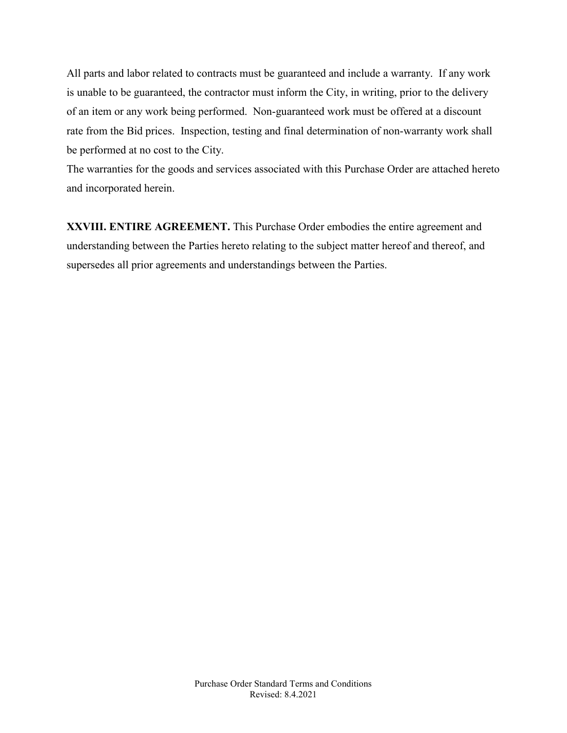All parts and labor related to contracts must be guaranteed and include a warranty. If any work is unable to be guaranteed, the contractor must inform the City, in writing, prior to the delivery of an item or any work being performed. Non-guaranteed work must be offered at a discount rate from the Bid prices. Inspection, testing and final determination of non-warranty work shall be performed at no cost to the City.

The warranties for the goods and services associated with this Purchase Order are attached hereto and incorporated herein.

**XXVIII. ENTIRE AGREEMENT.** This Purchase Order embodies the entire agreement and understanding between the Parties hereto relating to the subject matter hereof and thereof, and supersedes all prior agreements and understandings between the Parties.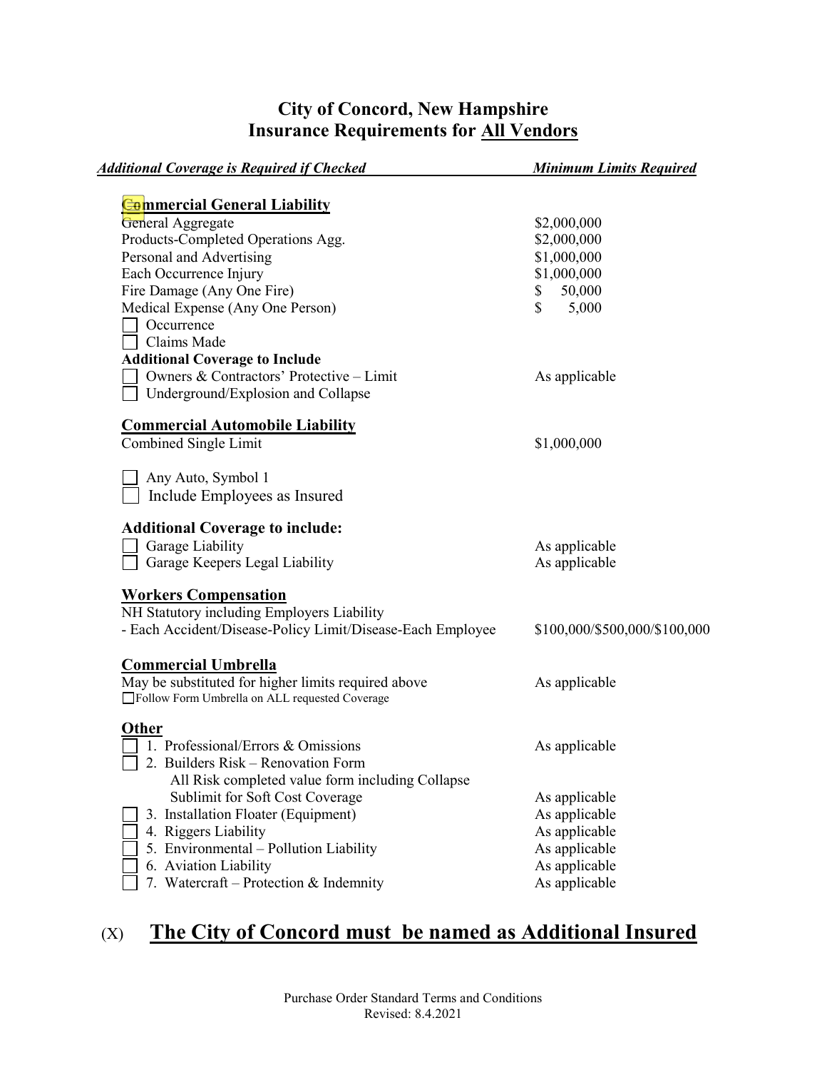## City of Concord, New Hampshire
## Insurance Requirements for All Vendors

| *Additional Coverage is Required if Checked* | *Minimum Limits Required* |
|---|---|
| **Commercial General Liability** | |
| General Aggregate | $2,000,000 |
| Products-Completed Operations Agg. | $2,000,000 |
| Personal and Advertising | $1,000,000 |
| Each Occurrence Injury | $1,000,000 |
| Fire Damage (Any One Fire) | $ 50,000 |
| Medical Expense (Any One Person) | $ 5,000 |
| ☐ Occurrence | |
| ☐ Claims Made | |
| **Additional Coverage to Include** | |
| ☐ Owners & Contractors' Protective – Limit | As applicable |
| ☐ Underground/Explosion and Collapse | |
| **Commercial Automobile Liability** | |
| Combined Single Limit | $1,000,000 |
| ☐ Any Auto, Symbol 1 | |
| ☐ Include Employees as Insured | |
| **Additional Coverage to include:** | |
| ☐ Garage Liability | As applicable |
| ☐ Garage Keepers Legal Liability | As applicable |
| **Workers Compensation** | |
| NH Statutory including Employers Liability | |
| - Each Accident/Disease-Policy Limit/Disease-Each Employee | $100,000/$500,000/$100,000 |
| **Commercial Umbrella** | |
| May be substituted for higher limits required above | As applicable |
| ☐ Follow Form Umbrella on ALL requested Coverage | |
| **Other** | |
| ☐ 1. Professional/Errors & Omissions | As applicable |
| ☐ 2. Builders Risk – Renovation Form<br>All Risk completed value form including Collapse<br>Sublimit for Soft Cost Coverage | As applicable |
| ☐ 3. Installation Floater (Equipment) | As applicable |
| ☐ 4. Riggers Liability | As applicable |
| ☐ 5. Environmental – Pollution Liability | As applicable |
| ☐ 6. Aviation Liability | As applicable |
| ☐ 7. Watercraft – Protection & Indemnity | As applicable |

(X) **The City of Concord must be named as Additional Insured**

Purchase Order Standard Terms and Conditions
Revised: 8.4.2021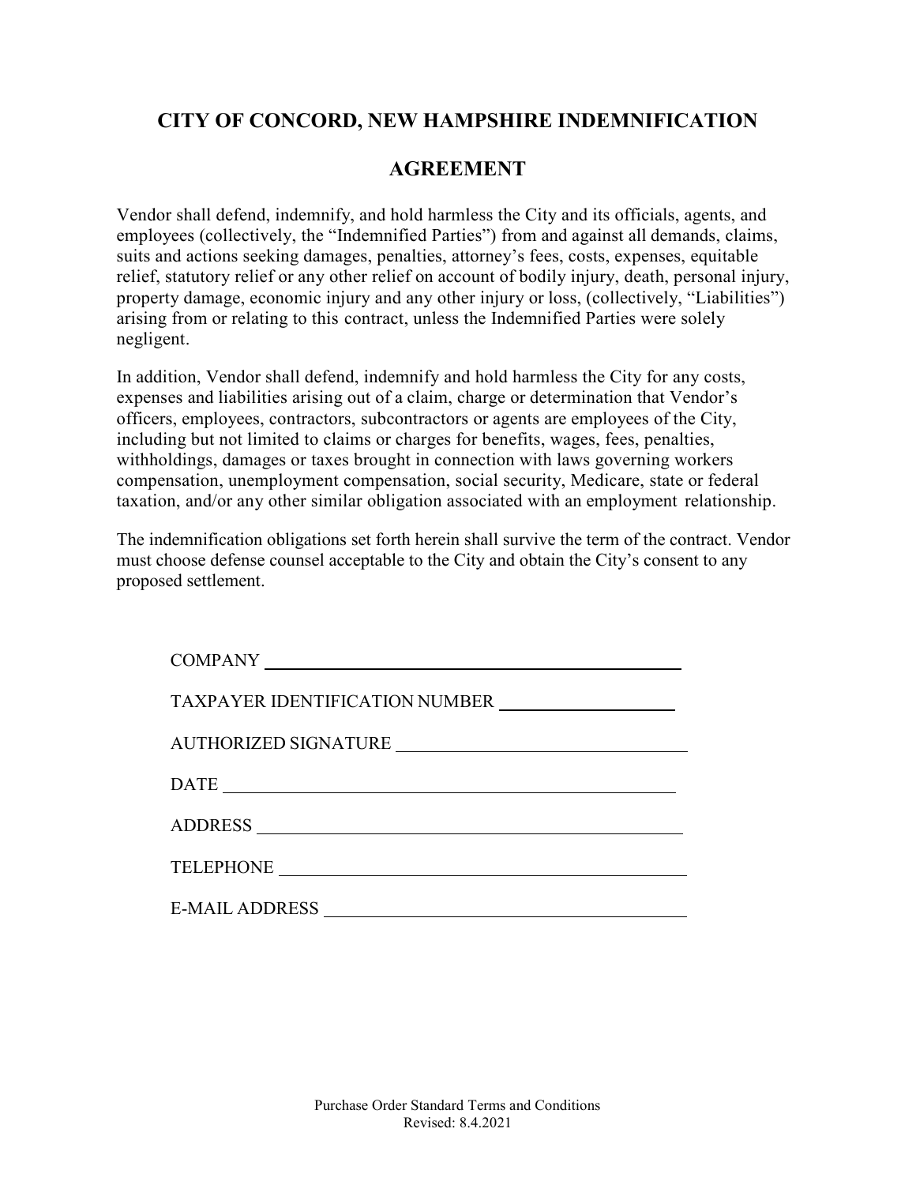# CITY OF CONCORD, NEW HAMPSHIRE INDEMNIFICATION AGREEMENT

Vendor shall defend, indemnify, and hold harmless the City and its officials, agents, and employees (collectively, the "Indemnified Parties") from and against all demands, claims, suits and actions seeking damages, penalties, attorney's fees, costs, expenses, equitable relief, statutory relief or any other relief on account of bodily injury, death, personal injury, property damage, economic injury and any other injury or loss, (collectively, "Liabilities") arising from or relating to this contract, unless the Indemnified Parties were solely negligent.

In addition, Vendor shall defend, indemnify and hold harmless the City for any costs, expenses and liabilities arising out of a claim, charge or determination that Vendor's officers, employees, contractors, subcontractors or agents are employees of the City, including but not limited to claims or charges for benefits, wages, fees, penalties, withholdings, damages or taxes brought in connection with laws governing workers compensation, unemployment compensation, social security, Medicare, state or federal taxation, and/or any other similar obligation associated with an employment relationship.

The indemnification obligations set forth herein shall survive the term of the contract. Vendor must choose defense counsel acceptable to the City and obtain the City's consent to any proposed settlement.

COMPANY ______________________________

TAXPAYER IDENTIFICATION NUMBER ______________________________

AUTHORIZED SIGNATURE ______________________________

DATE ______________________________

ADDRESS ______________________________

TELEPHONE ______________________________

E-MAIL ADDRESS ______________________________

Purchase Order Standard Terms and Conditions
Revised: 8.4.2021